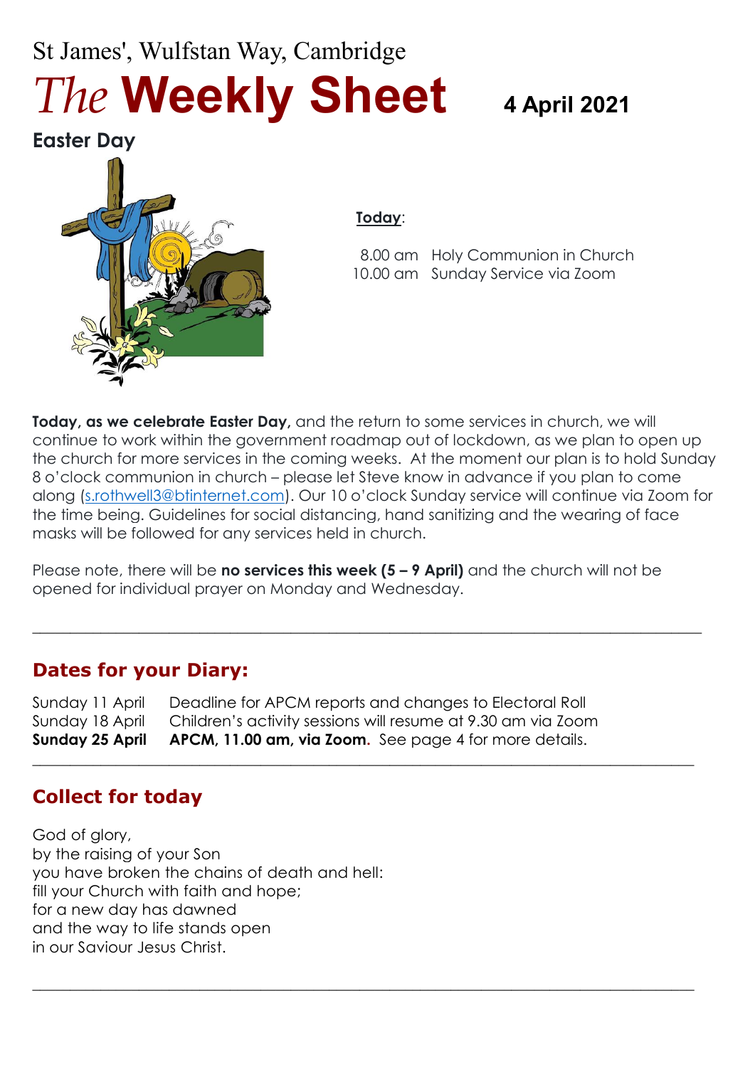St James', Wulfstan Way, Cambridge

# *The* **Weekly Sheet** 4 April 2021

## Easter Day

**Today**:

| | |
|---|---|
| 8.00 am | Holy Communion in Church |
| 10.00 am | Sunday Service via Zoom |

**Today, as we celebrate Easter Day,** and the return to some services in church, we will continue to work within the government roadmap out of lockdown, as we plan to open up the church for more services in the coming weeks. At the moment our plan is to hold Sunday 8 o'clock communion in church – please let Steve know in advance if you plan to come along (s.rothwell3@btinternet.com). Our 10 o'clock Sunday service will continue via Zoom for the time being. Guidelines for social distancing, hand sanitizing and the wearing of face masks will be followed for any services held in church.

Please note, there will be **no services this week (5 – 9 April)** and the church will not be opened for individual prayer on Monday and Wednesday.

---

## Dates for your Diary:

| | |
|---|---|
| Sunday 11 April | Deadline for APCM reports and changes to Electoral Roll |
| Sunday 18 April | Children's activity sessions will resume at 9.30 am via Zoom |
| **Sunday 25 April** | **APCM, 11.00 am, via Zoom.** See page 4 for more details. |

---

## Collect for today

God of glory,
by the raising of your Son
you have broken the chains of death and hell:
fill your Church with faith and hope;
for a new day has dawned
and the way to life stands open
in our Saviour Jesus Christ.

---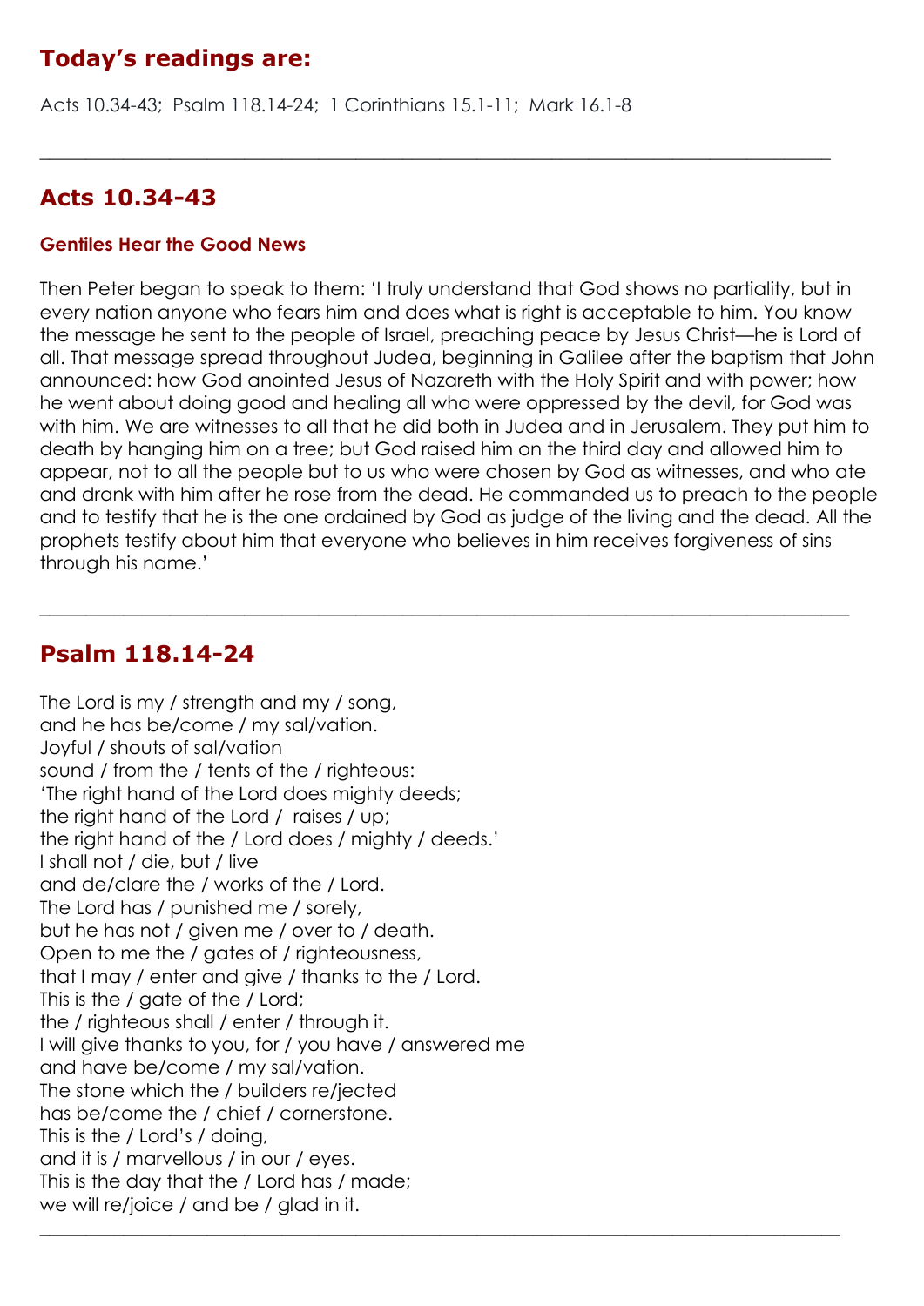## Today's readings are:

Acts 10.34-43; Psalm 118.14-24; 1 Corinthians 15.1-11; Mark 16.1-8

---

## Acts 10.34-43

#### Gentiles Hear the Good News

Then Peter began to speak to them: 'I truly understand that God shows no partiality, but in every nation anyone who fears him and does what is right is acceptable to him. You know the message he sent to the people of Israel, preaching peace by Jesus Christ—he is Lord of all. That message spread throughout Judea, beginning in Galilee after the baptism that John announced: how God anointed Jesus of Nazareth with the Holy Spirit and with power; how he went about doing good and healing all who were oppressed by the devil, for God was with him. We are witnesses to all that he did both in Judea and in Jerusalem. They put him to death by hanging him on a tree; but God raised him on the third day and allowed him to appear, not to all the people but to us who were chosen by God as witnesses, and who ate and drank with him after he rose from the dead. He commanded us to preach to the people and to testify that he is the one ordained by God as judge of the living and the dead. All the prophets testify about him that everyone who believes in him receives forgiveness of sins through his name.'

---

## Psalm 118.14-24

The Lord is my / strength and my / song,
and he has be/come / my sal/vation.
Joyful / shouts of sal/vation
sound / from the / tents of the / righteous:
'The right hand of the Lord does mighty deeds;
the right hand of the Lord / raises / up;
the right hand of the / Lord does / mighty / deeds.'
I shall not / die, but / live
and de/clare the / works of the / Lord.
The Lord has / punished me / sorely,
but he has not / given me / over to / death.
Open to me the / gates of / righteousness,
that I may / enter and give / thanks to the / Lord.
This is the / gate of the / Lord;
the / righteous shall / enter / through it.
I will give thanks to you, for / you have / answered me
and have be/come / my sal/vation.
The stone which the / builders re/jected
has be/come the / chief / cornerstone.
This is the / Lord's / doing,
and it is / marvellous / in our / eyes.
This is the day that the / Lord has / made;
we will re/joice / and be / glad in it.

---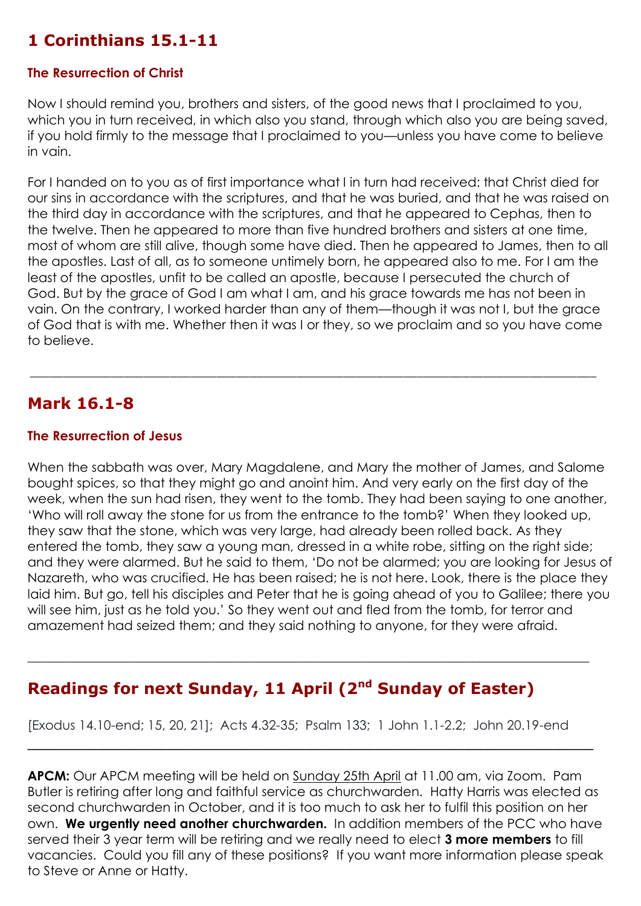## 1 Corinthians 15.1-11

### The Resurrection of Christ

Now I should remind you, brothers and sisters, of the good news that I proclaimed to you, which you in turn received, in which also you stand, through which also you are being saved, if you hold firmly to the message that I proclaimed to you—unless you have come to believe in vain.

For I handed on to you as of first importance what I in turn had received: that Christ died for our sins in accordance with the scriptures, and that he was buried, and that he was raised on the third day in accordance with the scriptures, and that he appeared to Cephas, then to the twelve. Then he appeared to more than five hundred brothers and sisters at one time, most of whom are still alive, though some have died. Then he appeared to James, then to all the apostles. Last of all, as to someone untimely born, he appeared also to me. For I am the least of the apostles, unfit to be called an apostle, because I persecuted the church of God. But by the grace of God I am what I am, and his grace towards me has not been in vain. On the contrary, I worked harder than any of them—though it was not I, but the grace of God that is with me. Whether then it was I or they, so we proclaim and so you have come to believe.

---

## Mark 16.1-8

### The Resurrection of Jesus

When the sabbath was over, Mary Magdalene, and Mary the mother of James, and Salome bought spices, so that they might go and anoint him. And very early on the first day of the week, when the sun had risen, they went to the tomb. They had been saying to one another, 'Who will roll away the stone for us from the entrance to the tomb?' When they looked up, they saw that the stone, which was very large, had already been rolled back. As they entered the tomb, they saw a young man, dressed in a white robe, sitting on the right side; and they were alarmed. But he said to them, 'Do not be alarmed; you are looking for Jesus of Nazareth, who was crucified. He has been raised; he is not here. Look, there is the place they laid him. But go, tell his disciples and Peter that he is going ahead of you to Galilee; there you will see him, just as he told you.' So they went out and fled from the tomb, for terror and amazement had seized them; and they said nothing to anyone, for they were afraid.

---

## Readings for next Sunday, 11 April (2nd Sunday of Easter)

[Exodus 14.10-end; 15, 20, 21]; Acts 4.32-35; Psalm 133; 1 John 1.1-2.2; John 20.19-end

---

**APCM:** Our APCM meeting will be held on Sunday 25th April at 11.00 am, via Zoom. Pam Butler is retiring after long and faithful service as churchwarden. Hatty Harris was elected as second churchwarden in October, and it is too much to ask her to fulfil this position on her own. **We urgently need another churchwarden.** In addition members of the PCC who have served their 3 year term will be retiring and we really need to elect **3 more members** to fill vacancies. Could you fill any of these positions? If you want more information please speak to Steve or Anne or Hatty.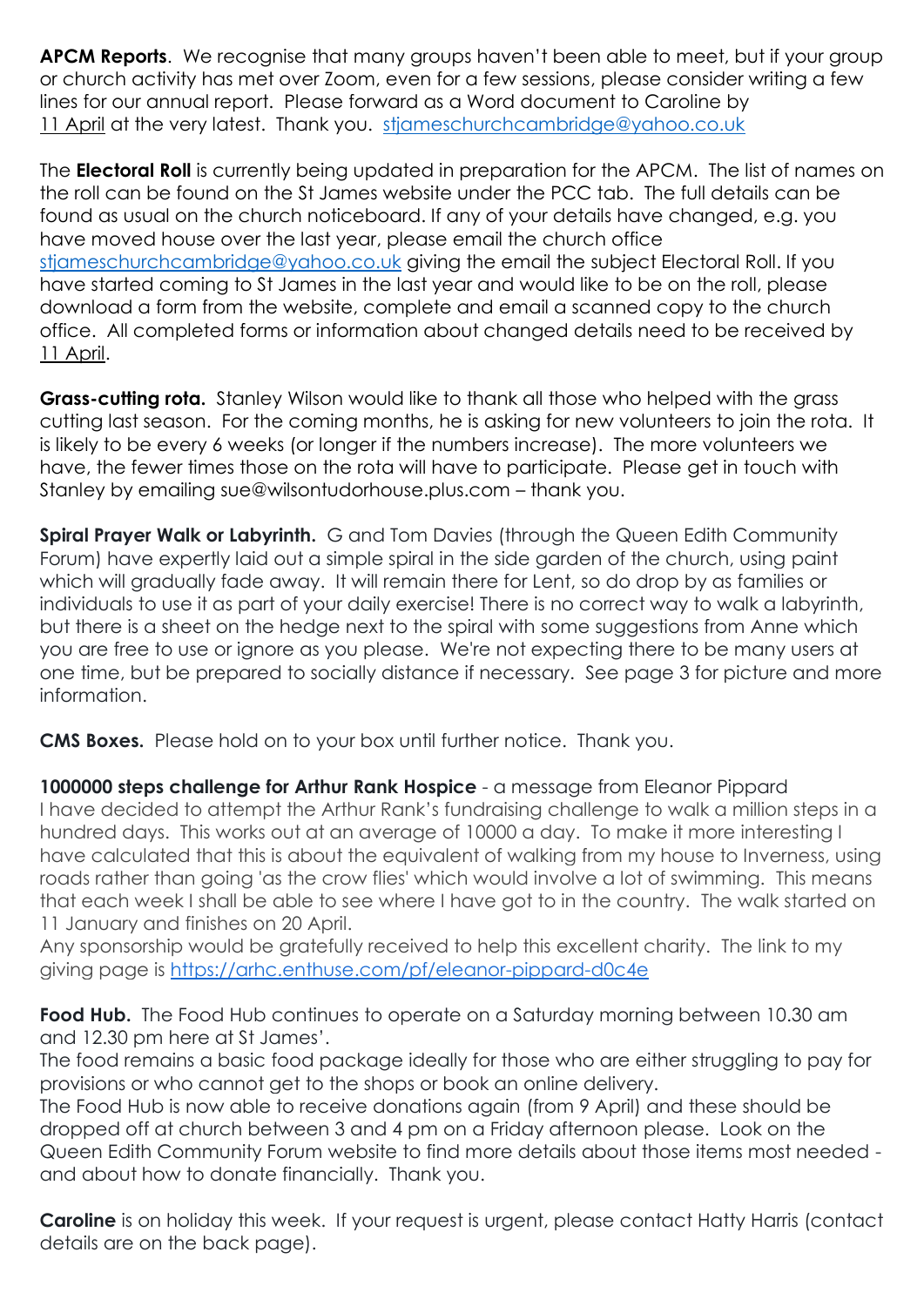**APCM Reports**. We recognise that many groups haven't been able to meet, but if your group or church activity has met over Zoom, even for a few sessions, please consider writing a few lines for our annual report. Please forward as a Word document to Caroline by 11 April at the very latest. Thank you. stjameschurchcambridge@yahoo.co.uk

The **Electoral Roll** is currently being updated in preparation for the APCM. The list of names on the roll can be found on the St James website under the PCC tab. The full details can be found as usual on the church noticeboard. If any of your details have changed, e.g. you have moved house over the last year, please email the church office stjameschurchcambridge@yahoo.co.uk giving the email the subject Electoral Roll. If you have started coming to St James in the last year and would like to be on the roll, please download a form from the website, complete and email a scanned copy to the church office. All completed forms or information about changed details need to be received by 11 April.

**Grass-cutting rota.** Stanley Wilson would like to thank all those who helped with the grass cutting last season. For the coming months, he is asking for new volunteers to join the rota. It is likely to be every 6 weeks (or longer if the numbers increase). The more volunteers we have, the fewer times those on the rota will have to participate. Please get in touch with Stanley by emailing sue@wilsontudorhouse.plus.com – thank you.

**Spiral Prayer Walk or Labyrinth.** G and Tom Davies (through the Queen Edith Community Forum) have expertly laid out a simple spiral in the side garden of the church, using paint which will gradually fade away. It will remain there for Lent, so do drop by as families or individuals to use it as part of your daily exercise! There is no correct way to walk a labyrinth, but there is a sheet on the hedge next to the spiral with some suggestions from Anne which you are free to use or ignore as you please. We're not expecting there to be many users at one time, but be prepared to socially distance if necessary. See page 3 for picture and more information.

**CMS Boxes.** Please hold on to your box until further notice. Thank you.

**1000000 steps challenge for Arthur Rank Hospice** - a message from Eleanor Pippard
I have decided to attempt the Arthur Rank's fundraising challenge to walk a million steps in a hundred days. This works out at an average of 10000 a day. To make it more interesting I have calculated that this is about the equivalent of walking from my house to Inverness, using roads rather than going 'as the crow flies' which would involve a lot of swimming. This means that each week I shall be able to see where I have got to in the country. The walk started on 11 January and finishes on 20 April.
Any sponsorship would be gratefully received to help this excellent charity. The link to my giving page is https://arhc.enthuse.com/pf/eleanor-pippard-d0c4e

**Food Hub.** The Food Hub continues to operate on a Saturday morning between 10.30 am and 12.30 pm here at St James'.
The food remains a basic food package ideally for those who are either struggling to pay for provisions or who cannot get to the shops or book an online delivery.
The Food Hub is now able to receive donations again (from 9 April) and these should be dropped off at church between 3 and 4 pm on a Friday afternoon please. Look on the Queen Edith Community Forum website to find more details about those items most needed - and about how to donate financially. Thank you.

**Caroline** is on holiday this week. If your request is urgent, please contact Hatty Harris (contact details are on the back page).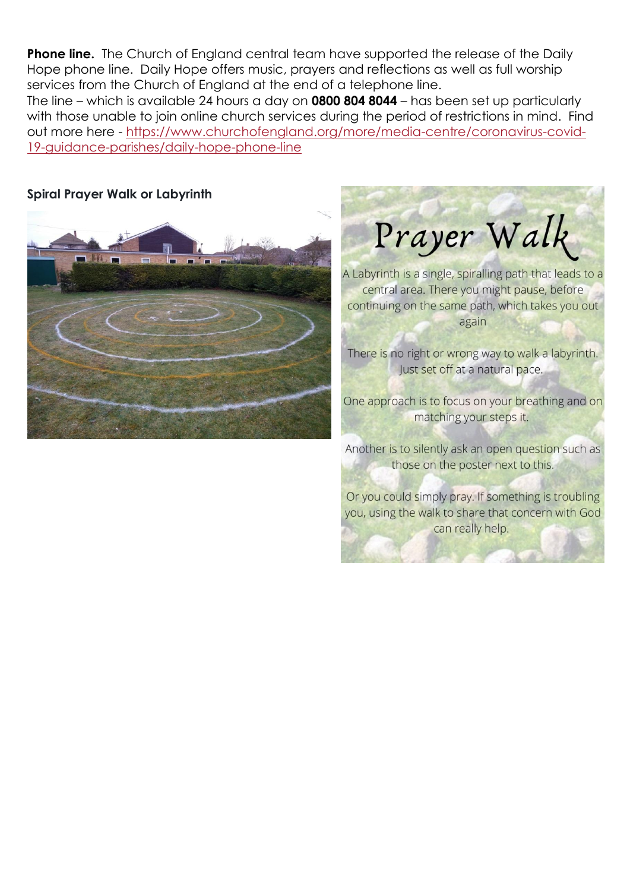**Phone line.** The Church of England central team have supported the release of the Daily Hope phone line. Daily Hope offers music, prayers and reflections as well as full worship services from the Church of England at the end of a telephone line.

The line – which is available 24 hours a day on **0800 804 8044** – has been set up particularly with those unable to join online church services during the period of restrictions in mind. Find out more here - https://www.churchofengland.org/more/media-centre/coronavirus-covid-19-guidance-parishes/daily-hope-phone-line

**Spiral Prayer Walk or Labyrinth**

# Prayer Walk

A Labyrinth is a single, spiralling path that leads to a central area. There you might pause, before continuing on the same path, which takes you out again

There is no right or wrong way to walk a labyrinth. Just set off at a natural pace.

One approach is to focus on your breathing and on matching your steps it.

Another is to silently ask an open question such as those on the poster next to this.

Or you could simply pray. If something is troubling you, using the walk to share that concern with God can really help.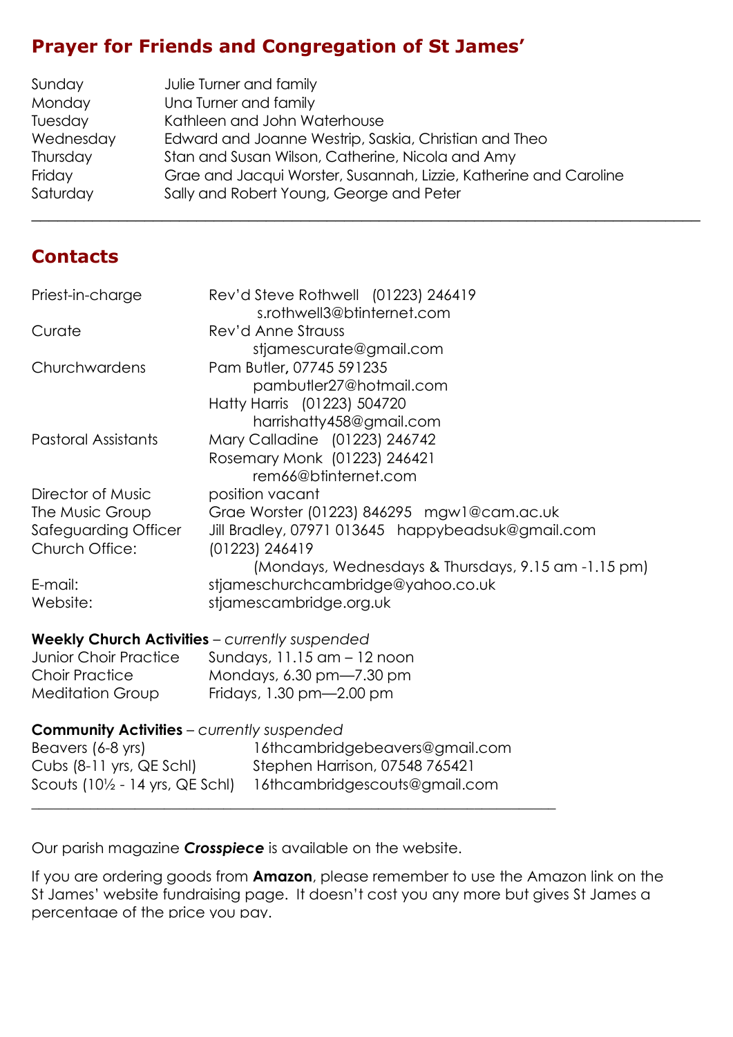## Prayer for Friends and Congregation of St James'

| | |
|---|---|
| Sunday | Julie Turner and family |
| Monday | Una Turner and family |
| Tuesday | Kathleen and John Waterhouse |
| Wednesday | Edward and Joanne Westrip, Saskia, Christian and Theo |
| Thursday | Stan and Susan Wilson, Catherine, Nicola and Amy |
| Friday | Grae and Jacqui Worster, Susannah, Lizzie, Katherine and Caroline |
| Saturday | Sally and Robert Young, George and Peter |

---

## Contacts

| | |
|---|---|
| Priest-in-charge | Rev'd Steve Rothwell (01223) 246419<br>s.rothwell3@btinternet.com |
| Curate | Rev'd Anne Strauss<br>stjamescurate@gmail.com |
| Churchwardens | Pam Butler, 07745 591235<br>pambutler27@hotmail.com<br>Hatty Harris (01223) 504720<br>harrishatty458@gmail.com |
| Pastoral Assistants | Mary Calladine (01223) 246742<br>Rosemary Monk (01223) 246421<br>rem66@btinternet.com |
| Director of Music | position vacant |
| The Music Group | Grae Worster (01223) 846295 mgw1@cam.ac.uk |
| Safeguarding Officer | Jill Bradley, 07971 013645 happybeadsuk@gmail.com |
| Church Office: | (01223) 246419<br>(Mondays, Wednesdays & Thursdays, 9.15 am -1.15 pm) |
| E-mail: | stjameschurchcambridge@yahoo.co.uk |
| Website: | stjamescambridge.org.uk |

**Weekly Church Activities** – *currently suspended*

| | |
|---|---|
| Junior Choir Practice | Sundays, 11.15 am – 12 noon |
| Choir Practice | Mondays, 6.30 pm—7.30 pm |
| Meditation Group | Fridays, 1.30 pm—2.00 pm |

**Community Activities** – *currently suspended*

| | |
|---|---|
| Beavers (6-8 yrs) | 16thcambridgebeavers@gmail.com |
| Cubs (8-11 yrs, QE Schl) | Stephen Harrison, 07548 765421 |
| Scouts (10½ - 14 yrs, QE Schl) | 16thcambridgescouts@gmail.com |

---

Our parish magazine ***Crosspiece*** is available on the website.

If you are ordering goods from **Amazon**, please remember to use the Amazon link on the St James' website fundraising page. It doesn't cost you any more but gives St James a percentage of the price you pay.